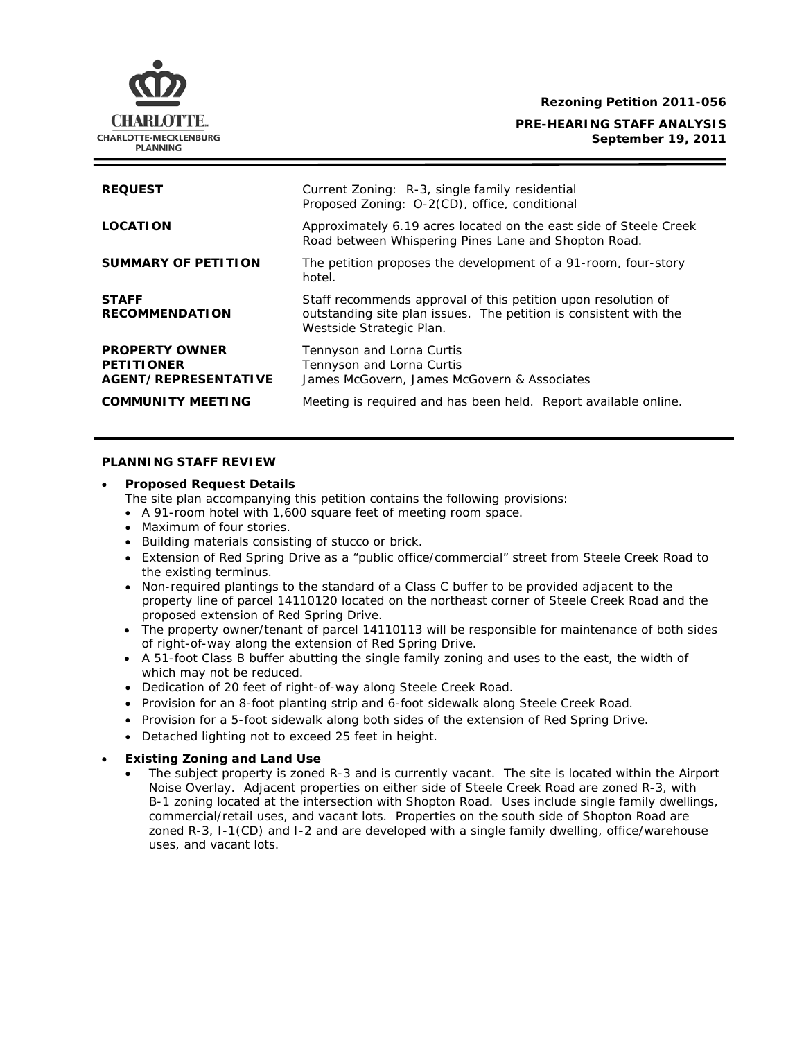**Rezoning Petition 2011-056**

**PRE-HEARING STAFF ANALYSIS**
**September 19, 2011**

| | |
|---|---|
| **REQUEST** | Current Zoning: R-3, single family residential<br>Proposed Zoning: O-2(CD), office, conditional |
| **LOCATION** | Approximately 6.19 acres located on the east side of Steele Creek Road between Whispering Pines Lane and Shopton Road. |
| **SUMMARY OF PETITION** | The petition proposes the development of a 91-room, four-story hotel. |
| **STAFF RECOMMENDATION** | Staff recommends approval of this petition upon resolution of outstanding site plan issues. The petition is consistent with the Westside Strategic Plan. |
| **PROPERTY OWNER**<br>**PETITIONER**<br>**AGENT/REPRESENTATIVE** | Tennyson and Lorna Curtis<br>Tennyson and Lorna Curtis<br>James McGovern, James McGovern & Associates |
| **COMMUNITY MEETING** | Meeting is required and has been held. Report available online. |

## PLANNING STAFF REVIEW

- **Proposed Request Details**
  The site plan accompanying this petition contains the following provisions:
  - A 91-room hotel with 1,600 square feet of meeting room space.
  - Maximum of four stories.
  - Building materials consisting of stucco or brick.
  - Extension of Red Spring Drive as a "public office/commercial" street from Steele Creek Road to the existing terminus.
  - Non-required plantings to the standard of a Class C buffer to be provided adjacent to the property line of parcel 14110120 located on the northeast corner of Steele Creek Road and the proposed extension of Red Spring Drive.
  - The property owner/tenant of parcel 14110113 will be responsible for maintenance of both sides of right-of-way along the extension of Red Spring Drive.
  - A 51-foot Class B buffer abutting the single family zoning and uses to the east, the width of which may not be reduced.
  - Dedication of 20 feet of right-of-way along Steele Creek Road.
  - Provision for an 8-foot planting strip and 6-foot sidewalk along Steele Creek Road.
  - Provision for a 5-foot sidewalk along both sides of the extension of Red Spring Drive.
  - Detached lighting not to exceed 25 feet in height.

- **Existing Zoning and Land Use**
  - The subject property is zoned R-3 and is currently vacant. The site is located within the Airport Noise Overlay. Adjacent properties on either side of Steele Creek Road are zoned R-3, with B-1 zoning located at the intersection with Shopton Road. Uses include single family dwellings, commercial/retail uses, and vacant lots. Properties on the south side of Shopton Road are zoned R-3, I-1(CD) and I-2 and are developed with a single family dwelling, office/warehouse uses, and vacant lots.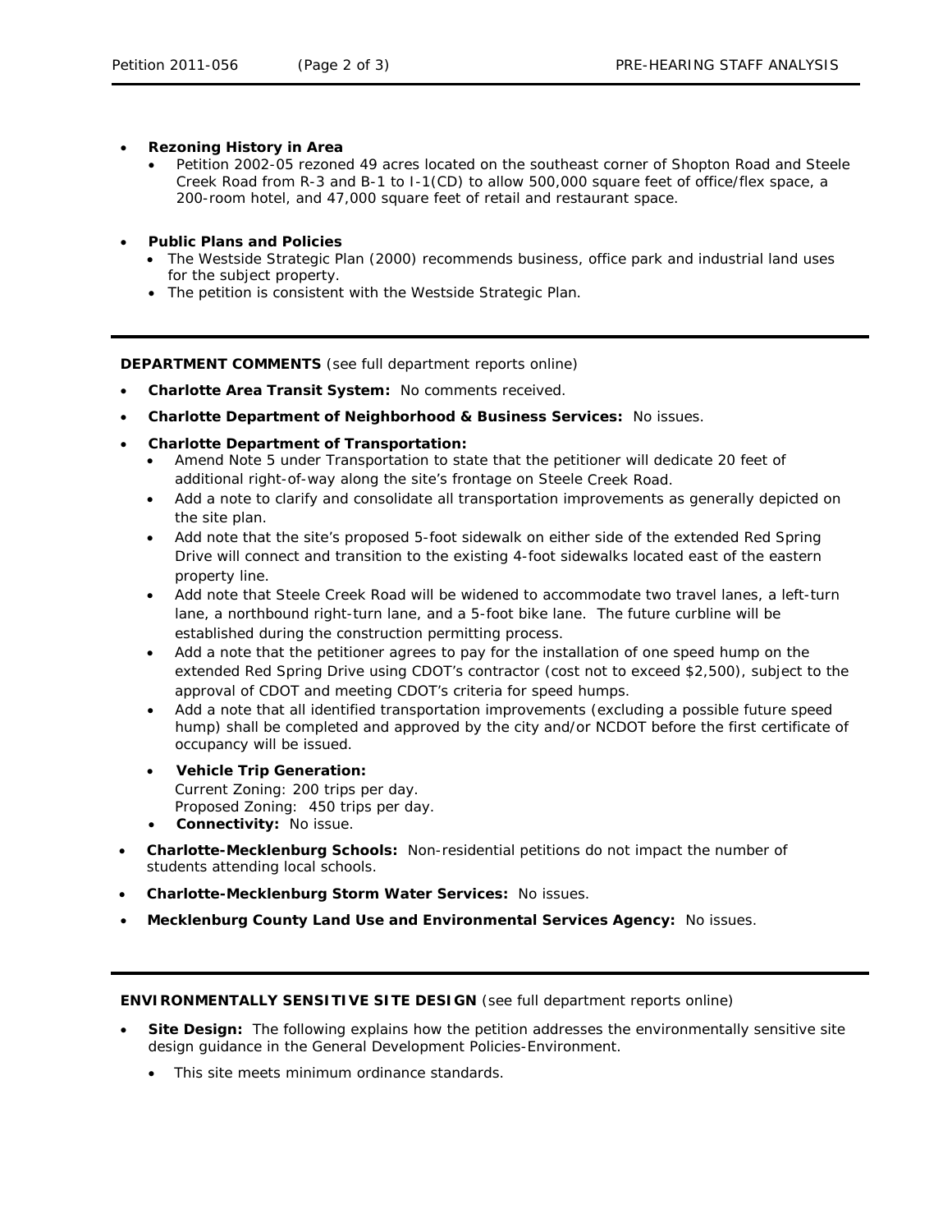- **Rezoning History in Area**
  - Petition 2002-05 rezoned 49 acres located on the southeast corner of Shopton Road and Steele Creek Road from R-3 and B-1 to I-1(CD) to allow 500,000 square feet of office/flex space, a 200-room hotel, and 47,000 square feet of retail and restaurant space.

- **Public Plans and Policies**
  - The Westside Strategic Plan (2000) recommends business, office park and industrial land uses for the subject property.
  - The petition is consistent with the Westside Strategic Plan.

---

**DEPARTMENT COMMENTS** (see full department reports online)

- **Charlotte Area Transit System:** No comments received.
- **Charlotte Department of Neighborhood & Business Services:** No issues.
- **Charlotte Department of Transportation:**
  - Amend Note 5 under Transportation to state that the petitioner will dedicate 20 feet of additional right-of-way along the site's frontage on Steele Creek Road.
  - Add a note to clarify and consolidate all transportation improvements as generally depicted on the site plan.
  - Add note that the site's proposed 5-foot sidewalk on either side of the extended Red Spring Drive will connect and transition to the existing 4-foot sidewalks located east of the eastern property line.
  - Add note that Steele Creek Road will be widened to accommodate two travel lanes, a left-turn lane, a northbound right-turn lane, and a 5-foot bike lane. The future curbline will be established during the construction permitting process.
  - Add a note that the petitioner agrees to pay for the installation of one speed hump on the extended Red Spring Drive using CDOT's contractor (cost not to exceed $2,500), subject to the approval of CDOT and meeting CDOT's criteria for speed humps.
  - Add a note that all identified transportation improvements (excluding a possible future speed hump) shall be completed and approved by the city and/or NCDOT before the first certificate of occupancy will be issued.
  - **Vehicle Trip Generation:**
    Current Zoning: 200 trips per day.
    Proposed Zoning: 450 trips per day.
  - **Connectivity:** No issue.
- **Charlotte-Mecklenburg Schools:** Non-residential petitions do not impact the number of students attending local schools.
- **Charlotte-Mecklenburg Storm Water Services:** No issues.
- **Mecklenburg County Land Use and Environmental Services Agency:** No issues.

---

**ENVIRONMENTALLY SENSITIVE SITE DESIGN** (see full department reports online)

- **Site Design:** The following explains how the petition addresses the environmentally sensitive site design guidance in the General Development Policies-Environment.
  - This site meets minimum ordinance standards.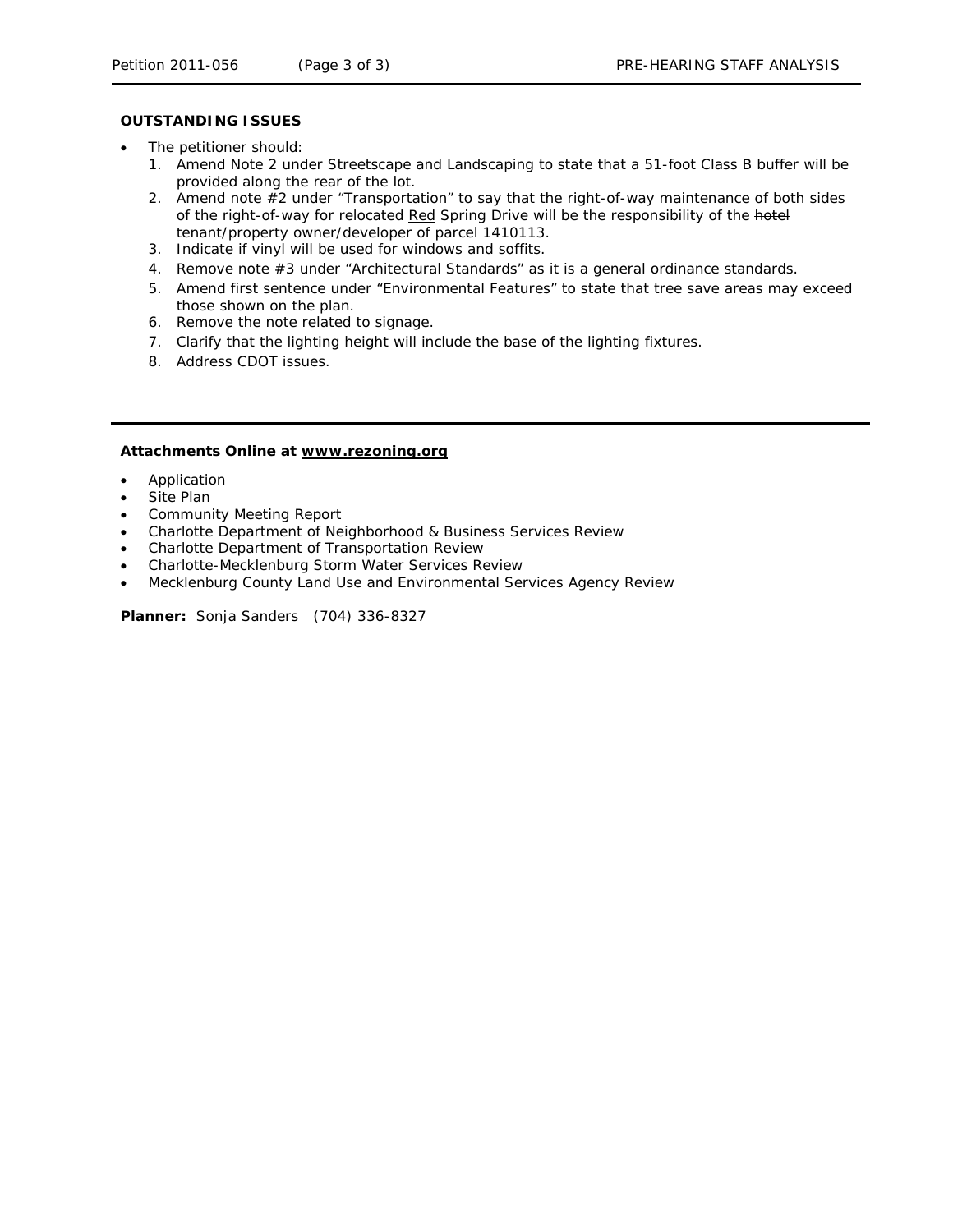**OUTSTANDING ISSUES**

- The petitioner should:
  1. Amend Note 2 under Streetscape and Landscaping to state that a 51-foot Class B buffer will be provided along the rear of the lot.
  2. Amend note #2 under "Transportation" to say that the right-of-way maintenance of both sides of the right-of-way for relocated <u>Red</u> Spring Drive will be the responsibility of the ~~hotel~~ tenant/property owner/developer of parcel 1410113.
  3. Indicate if vinyl will be used for windows and soffits.
  4. Remove note #3 under "Architectural Standards" as it is a general ordinance standards.
  5. Amend first sentence under "Environmental Features" to state that tree save areas may exceed those shown on the plan.
  6. Remove the note related to signage.
  7. Clarify that the lighting height will include the base of the lighting fixtures.
  8. Address CDOT issues.

---

**Attachments Online at <u>www.rezoning.org</u>**

- Application
- Site Plan
- Community Meeting Report
- Charlotte Department of Neighborhood & Business Services Review
- Charlotte Department of Transportation Review
- Charlotte-Mecklenburg Storm Water Services Review
- Mecklenburg County Land Use and Environmental Services Agency Review

**Planner:** Sonja Sanders (704) 336-8327